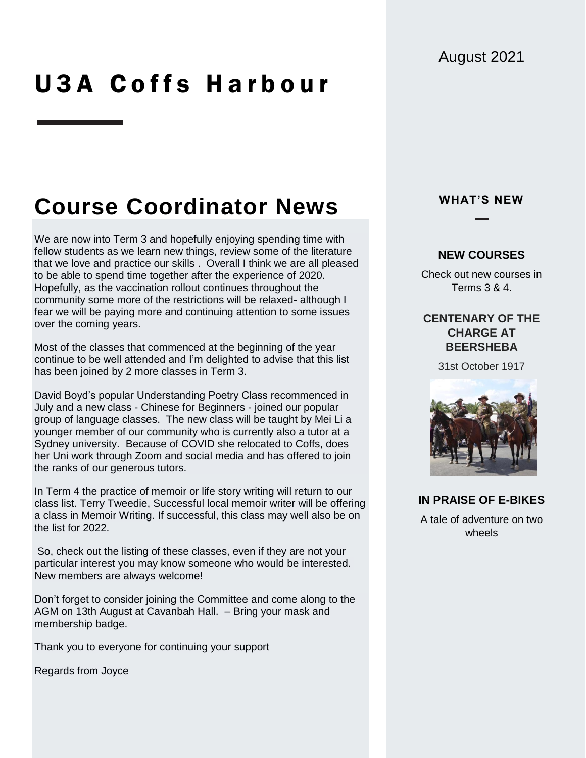August 2021

# U3A Coffs Harbour

## Course Coordinator News

We are now into Term 3 and hopefully enjoying spending time with fellow students as we learn new things, review some of the literature that we love and practice our skills . Overall I think we are all pleased to be able to spend time together after the experience of 2020. Hopefully, as the vaccination rollout continues throughout the community some more of the restrictions will be relaxed- although I fear we will be paying more and continuing attention to some issues over the coming years.

Most of the classes that commenced at the beginning of the year continue to be well attended and I'm delighted to advise that this list has been joined by 2 more classes in Term 3.

David Boyd's popular Understanding Poetry Class recommenced in July and a new class - Chinese for Beginners - joined our popular group of language classes. The new class will be taught by Mei Li a younger member of our community who is currently also a tutor at a Sydney university. Because of COVID she relocated to Coffs, does her Uni work through Zoom and social media and has offered to join the ranks of our generous tutors.

In Term 4 the practice of memoir or life story writing will return to our class list. Terry Tweedie, Successful local memoir writer will be offering a class in Memoir Writing. If successful, this class may well also be on the list for 2022.

So, check out the listing of these classes, even if they are not your particular interest you may know someone who would be interested. New members are always welcome!

Don't forget to consider joining the Committee and come along to the AGM on 13th August at Cavanbah Hall. – Bring your mask and membership badge.

Thank you to everyone for continuing your support

Regards from Joyce

### WHAT'S NEW

#### NEW COURSES

Check out new courses in Terms 3 & 4.

#### CENTENARY OF THE CHARGE AT BEERSHEBA

31st October 1917

#### IN PRAISE OF E-BIKES

A tale of adventure on two wheels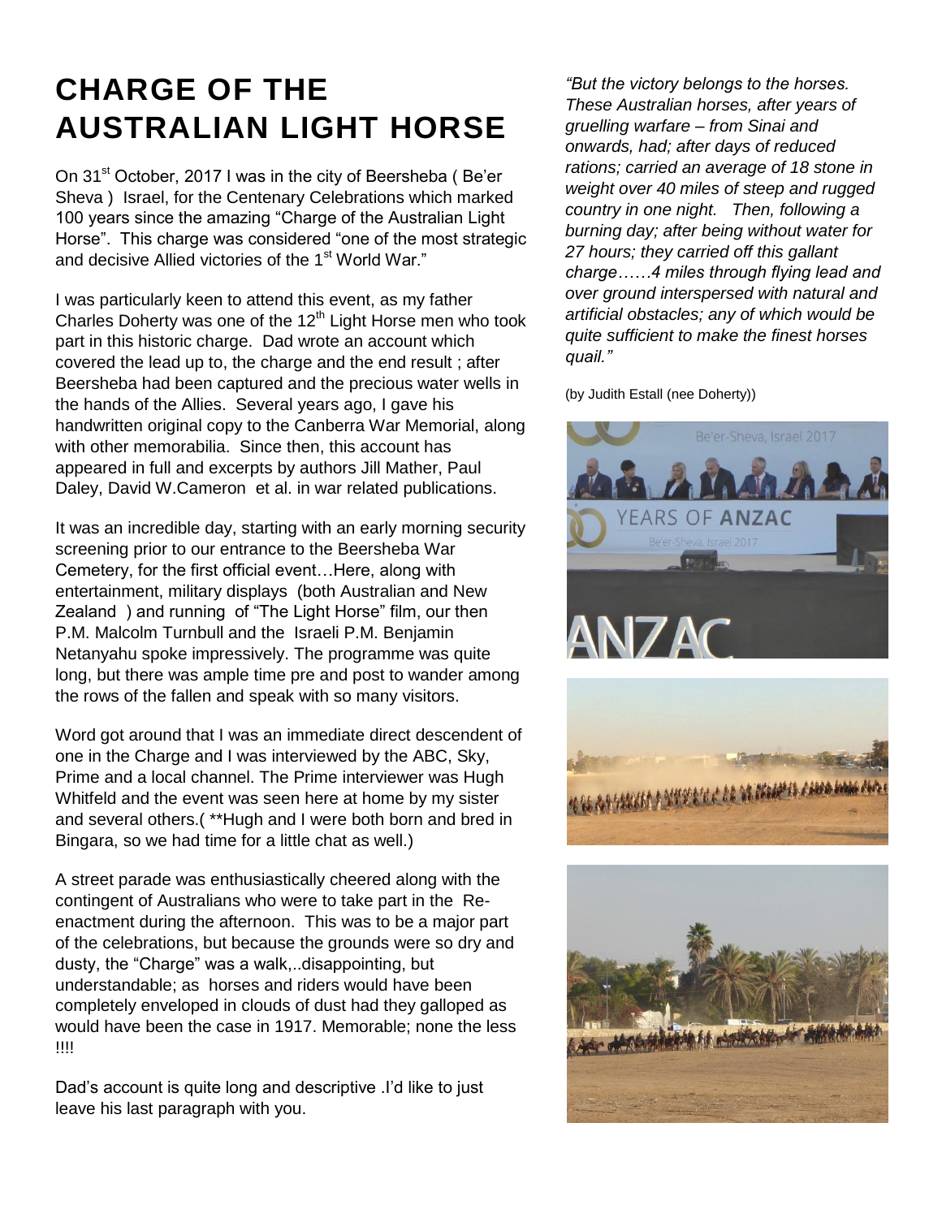# CHARGE OF THE AUSTRALIAN LIGHT HORSE

On 31st October, 2017 I was in the city of Beersheba ( Be'er Sheva ) Israel, for the Centenary Celebrations which marked 100 years since the amazing "Charge of the Australian Light Horse". This charge was considered "one of the most strategic and decisive Allied victories of the 1st World War."

I was particularly keen to attend this event, as my father Charles Doherty was one of the 12th Light Horse men who took part in this historic charge. Dad wrote an account which covered the lead up to, the charge and the end result ; after Beersheba had been captured and the precious water wells in the hands of the Allies. Several years ago, I gave his handwritten original copy to the Canberra War Memorial, along with other memorabilia. Since then, this account has appeared in full and excerpts by authors Jill Mather, Paul Daley, David W.Cameron et al. in war related publications.

It was an incredible day, starting with an early morning security screening prior to our entrance to the Beersheba War Cemetery, for the first official event…Here, along with entertainment, military displays (both Australian and New Zealand ) and running of "The Light Horse" film, our then P.M. Malcolm Turnbull and the Israeli P.M. Benjamin Netanyahu spoke impressively. The programme was quite long, but there was ample time pre and post to wander among the rows of the fallen and speak with so many visitors.

Word got around that I was an immediate direct descendent of one in the Charge and I was interviewed by the ABC, Sky, Prime and a local channel. The Prime interviewer was Hugh Whitfeld and the event was seen here at home by my sister and several others.( **Hugh and I were both born and bred in Bingara, so we had time for a little chat as well.)

A street parade was enthusiastically cheered along with the contingent of Australians who were to take part in the Re-enactment during the afternoon. This was to be a major part of the celebrations, but because the grounds were so dry and dusty, the "Charge" was a walk,..disappointing, but understandable; as horses and riders would have been completely enveloped in clouds of dust had they galloped as would have been the case in 1917. Memorable; none the less !!!!

Dad's account is quite long and descriptive .I'd like to just leave his last paragraph with you.

*"But the victory belongs to the horses. These Australian horses, after years of gruelling warfare – from Sinai and onwards, had; after days of reduced rations; carried an average of 18 stone in weight over 40 miles of steep and rugged country in one night. Then, following a burning day; after being without water for 27 hours; they carried off this gallant charge……4 miles through flying lead and over ground interspersed with natural and artificial obstacles; any of which would be quite sufficient to make the finest horses quail."*

(by Judith Estall (nee Doherty))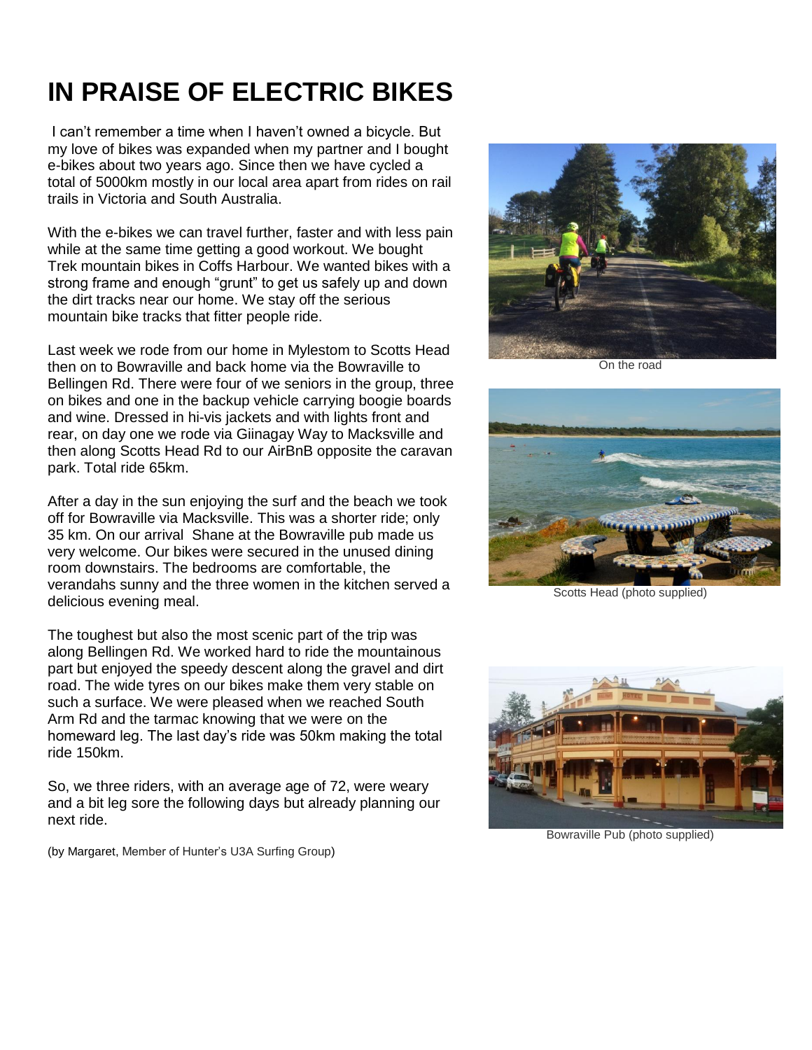# IN PRAISE OF ELECTRIC BIKES

I can't remember a time when I haven't owned a bicycle. But my love of bikes was expanded when my partner and I bought e-bikes about two years ago. Since then we have cycled a total of 5000km mostly in our local area apart from rides on rail trails in Victoria and South Australia.

With the e-bikes we can travel further, faster and with less pain while at the same time getting a good workout. We bought Trek mountain bikes in Coffs Harbour. We wanted bikes with a strong frame and enough "grunt" to get us safely up and down the dirt tracks near our home. We stay off the serious mountain bike tracks that fitter people ride.

Last week we rode from our home in Mylestom to Scotts Head then on to Bowraville and back home via the Bowraville to Bellingen Rd. There were four of we seniors in the group, three on bikes and one in the backup vehicle carrying boogie boards and wine. Dressed in hi-vis jackets and with lights front and rear, on day one we rode via Giinagay Way to Macksville and then along Scotts Head Rd to our AirBnB opposite the caravan park. Total ride 65km.

After a day in the sun enjoying the surf and the beach we took off for Bowraville via Macksville. This was a shorter ride; only 35 km. On our arrival Shane at the Bowraville pub made us very welcome. Our bikes were secured in the unused dining room downstairs. The bedrooms are comfortable, the verandahs sunny and the three women in the kitchen served a delicious evening meal.

The toughest but also the most scenic part of the trip was along Bellingen Rd. We worked hard to ride the mountainous part but enjoyed the speedy descent along the gravel and dirt road. The wide tyres on our bikes make them very stable on such a surface. We were pleased when we reached South Arm Rd and the tarmac knowing that we were on the homeward leg. The last day's ride was 50km making the total ride 150km.

So, we three riders, with an average age of 72, were weary and a bit leg sore the following days but already planning our next ride.

(by Margaret, Member of Hunter's U3A Surfing Group)

On the road

Scotts Head (photo supplied)

Bowraville Pub (photo supplied)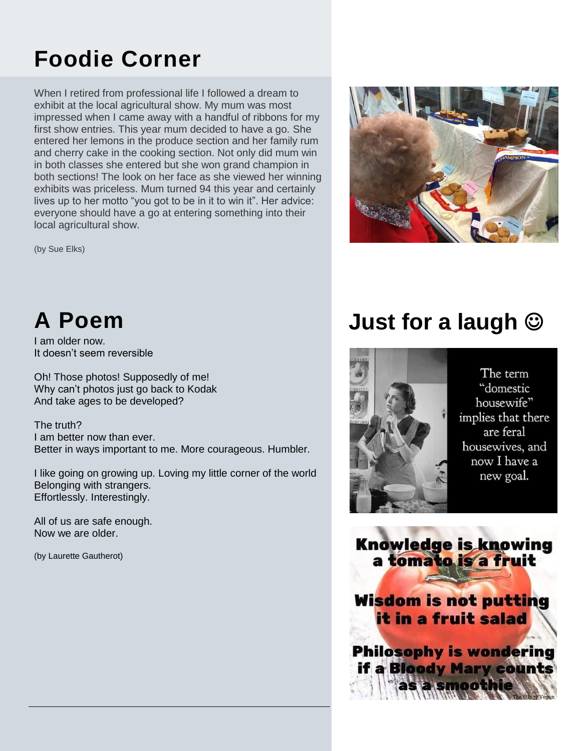# Foodie Corner

When I retired from professional life I followed a dream to exhibit at the local agricultural show. My mum was most impressed when I came away with a handful of ribbons for my first show entries. This year mum decided to have a go. She entered her lemons in the produce section and her family rum and cherry cake in the cooking section. Not only did mum win in both classes she entered but she won grand champion in both sections! The look on her face as she viewed her winning exhibits was priceless. Mum turned 94 this year and certainly lives up to her motto "you got to be in it to win it". Her advice: everyone should have a go at entering something into their local agricultural show.

(by Sue Elks)

# A Poem

I am older now.
It doesn't seem reversible

Oh! Those photos! Supposedly of me!
Why can't photos just go back to Kodak
And take ages to be developed?

The truth?
I am better now than ever.
Better in ways important to me. More courageous. Humbler.

I like going on growing up. Loving my little corner of the world
Belonging with strangers.
Effortlessly. Interestingly.

All of us are safe enough.
Now we are older.

(by Laurette Gautherot)

# Just for a laugh ☺

The term "domestic housewife" implies that there are feral housewives, and now I have a new goal.

Knowledge is knowing a tomato is a fruit

Wisdom is not putting it in a fruit salad

Philosophy is wondering if a Bloody Mary counts as a smoothie

The Stingy Vegan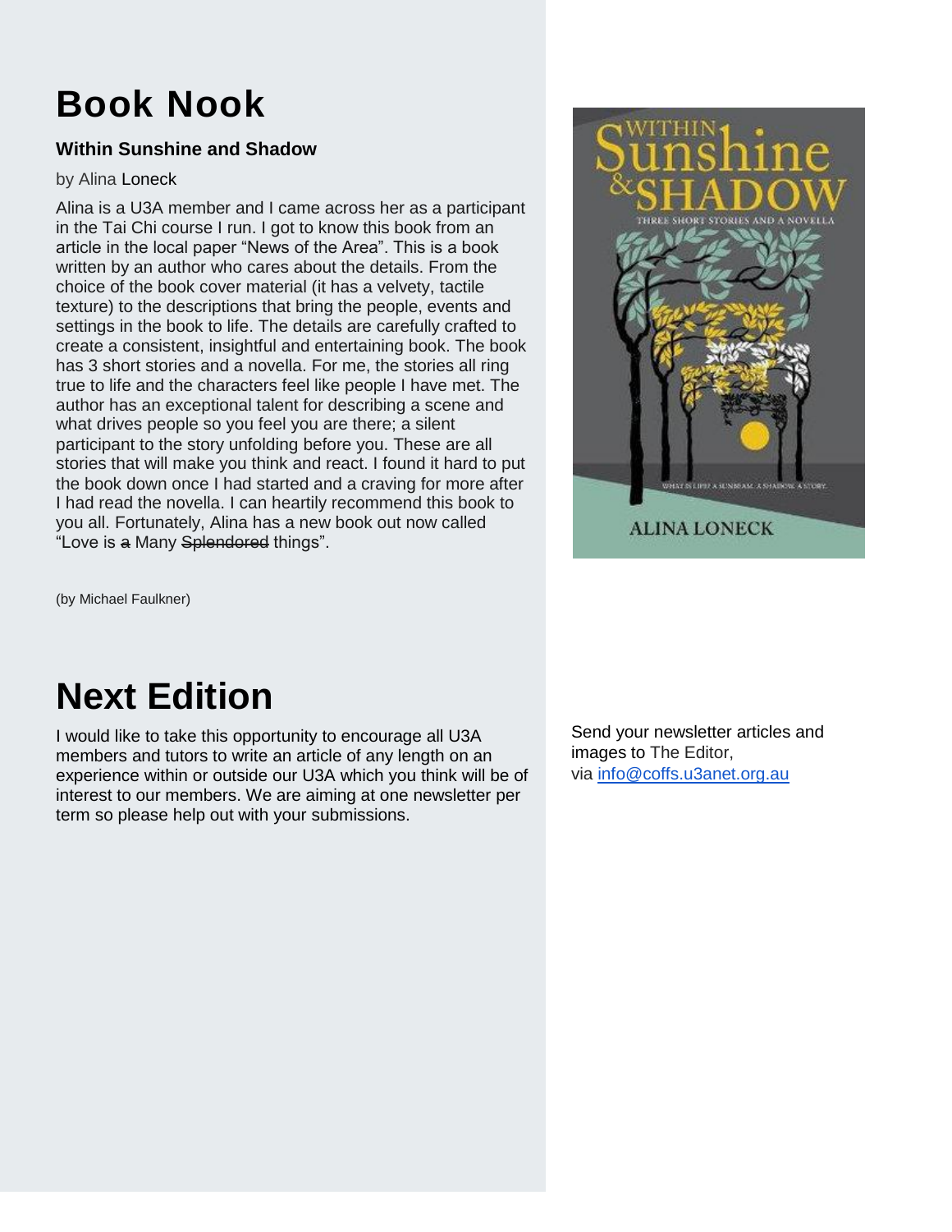# Book Nook

### Within Sunshine and Shadow

by Alina Loneck

Alina is a U3A member and I came across her as a participant in the Tai Chi course I run. I got to know this book from an article in the local paper "News of the Area". This is a book written by an author who cares about the details. From the choice of the book cover material (it has a velvety, tactile texture) to the descriptions that bring the people, events and settings in the book to life. The details are carefully crafted to create a consistent, insightful and entertaining book. The book has 3 short stories and a novella. For me, the stories all ring true to life and the characters feel like people I have met. The author has an exceptional talent for describing a scene and what drives people so you feel you are there; a silent participant to the story unfolding before you. These are all stories that will make you think and react. I found it hard to put the book down once I had started and a craving for more after I had read the novella. I can heartily recommend this book to you all. Fortunately, Alina has a new book out now called "Love is ~~a~~ Many ~~Splendored~~ things".

(by Michael Faulkner)

# Next Edition

I would like to take this opportunity to encourage all U3A members and tutors to write an article of any length on an experience within or outside our U3A which you think will be of interest to our members. We are aiming at one newsletter per term so please help out with your submissions.

Send your newsletter articles and images to The Editor, via info@coffs.u3anet.org.au